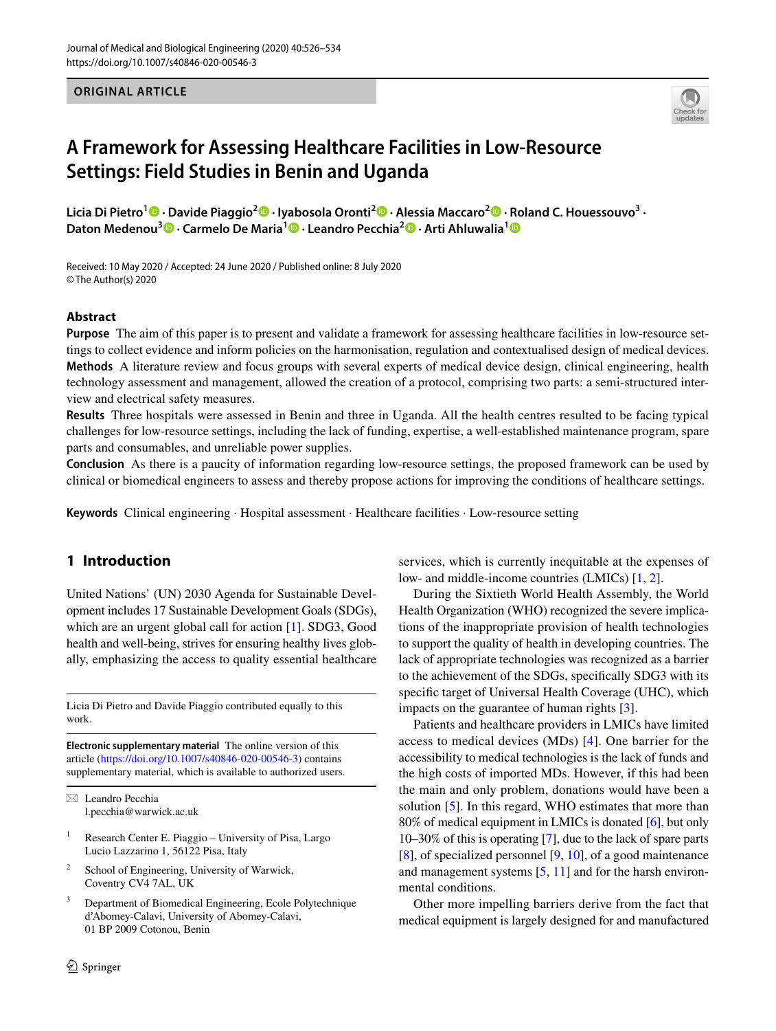ORIGINAL ARTICLE

# A Framework for Assessing Healthcare Facilities in Low-Resource Settings: Field Studies in Benin and Uganda

**Licia Di Pietro[1] · Davide Piaggio[2] · Iyabosola Oronti[2] · Alessia Maccaro[2] · Roland C. Houessouvo[3] · Daton Medenou[3] · Carmelo De Maria[1] · Leandro Pecchia[2] · Arti Ahluwalia[1]**

Received: 10 May 2020 / Accepted: 24 June 2020 / Published online: 8 July 2020
© The Author(s) 2020

## Abstract

**Purpose** The aim of this paper is to present and validate a framework for assessing healthcare facilities in low-resource settings to collect evidence and inform policies on the harmonisation, regulation and contextualised design of medical devices.

**Methods** A literature review and focus groups with several experts of medical device design, clinical engineering, health technology assessment and management, allowed the creation of a protocol, comprising two parts: a semi-structured interview and electrical safety measures.

**Results** Three hospitals were assessed in Benin and three in Uganda. All the health centres resulted to be facing typical challenges for low-resource settings, including the lack of funding, expertise, a well-established maintenance program, spare parts and consumables, and unreliable power supplies.

**Conclusion** As there is a paucity of information regarding low-resource settings, the proposed framework can be used by clinical or biomedical engineers to assess and thereby propose actions for improving the conditions of healthcare settings.

**Keywords** Clinical engineering · Hospital assessment · Healthcare facilities · Low-resource setting

## 1 Introduction

United Nations' (UN) 2030 Agenda for Sustainable Development includes 17 Sustainable Development Goals (SDGs), which are an urgent global call for action [1]. SDG3, Good health and well-being, strives for ensuring healthy lives globally, emphasizing the access to quality essential healthcare services, which is currently inequitable at the expenses of low- and middle-income countries (LMICs) [1, 2].

During the Sixtieth World Health Assembly, the World Health Organization (WHO) recognized the severe implications of the inappropriate provision of health technologies to support the quality of health in developing countries. The lack of appropriate technologies was recognized as a barrier to the achievement of the SDGs, specifically SDG3 with its specific target of Universal Health Coverage (UHC), which impacts on the guarantee of human rights [3].

Patients and healthcare providers in LMICs have limited access to medical devices (MDs) [4]. One barrier for the accessibility to medical technologies is the lack of funds and the high costs of imported MDs. However, if this had been the main and only problem, donations would have been a solution [5]. In this regard, WHO estimates that more than 80% of medical equipment in LMICs is donated [6], but only 10–30% of this is operating [7], due to the lack of spare parts [8], of specialized personnel [9, 10], of a good maintenance and management systems [5, 11] and for the harsh environmental conditions.

Other more impelling barriers derive from the fact that medical equipment is largely designed for and manufactured

---

Licia Di Pietro and Davide Piaggio contributed equally to this work.

**Electronic supplementary material** The online version of this article (https://doi.org/10.1007/s40846-020-00546-3) contains supplementary material, which is available to authorized users.

✉ Leandro Pecchia
l.pecchia@warwick.ac.uk

[1] Research Center E. Piaggio – University of Pisa, Largo Lucio Lazzarino 1, 56122 Pisa, Italy

[2] School of Engineering, University of Warwick, Coventry CV4 7AL, UK

[3] Department of Biomedical Engineering, Ecole Polytechnique d'Abomey-Calavi, University of Abomey-Calavi, 01 BP 2009 Cotonou, Benin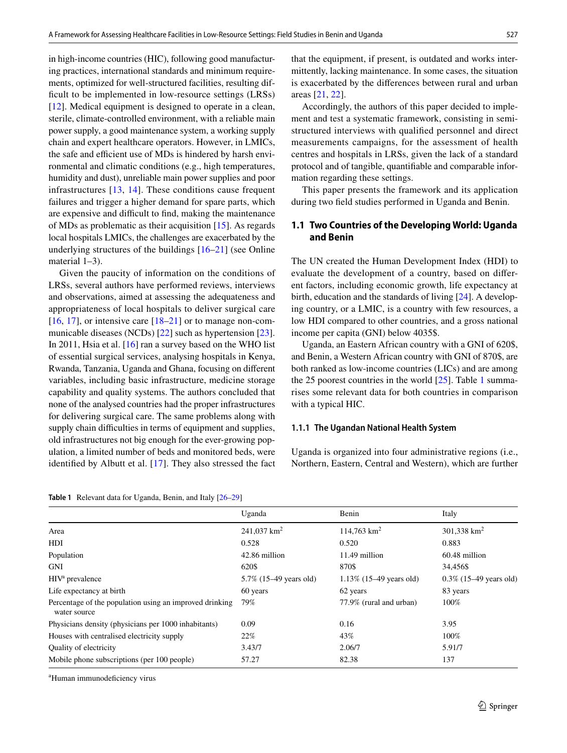in high-income countries (HIC), following good manufacturing practices, international standards and minimum requirements, optimized for well-structured facilities, resulting difficult to be implemented in low-resource settings (LRSs) [12]. Medical equipment is designed to operate in a clean, sterile, climate-controlled environment, with a reliable main power supply, a good maintenance system, a working supply chain and expert healthcare operators. However, in LMICs, the safe and efficient use of MDs is hindered by harsh environmental and climatic conditions (e.g., high temperatures, humidity and dust), unreliable main power supplies and poor infrastructures [13, 14]. These conditions cause frequent failures and trigger a higher demand for spare parts, which are expensive and difficult to find, making the maintenance of MDs as problematic as their acquisition [15]. As regards local hospitals LMICs, the challenges are exacerbated by the underlying structures of the buildings [16–21] (see Online material 1–3).

Given the paucity of information on the conditions of LRSs, several authors have performed reviews, interviews and observations, aimed at assessing the adequateness and appropriateness of local hospitals to deliver surgical care [16, 17], or intensive care [18–21] or to manage non-communicable diseases (NCDs) [22] such as hypertension [23]. In 2011, Hsia et al. [16] ran a survey based on the WHO list of essential surgical services, analysing hospitals in Kenya, Rwanda, Tanzania, Uganda and Ghana, focusing on different variables, including basic infrastructure, medicine storage capability and quality systems. The authors concluded that none of the analysed countries had the proper infrastructures for delivering surgical care. The same problems along with supply chain difficulties in terms of equipment and supplies, old infrastructures not big enough for the ever-growing population, a limited number of beds and monitored beds, were identified by Albutt et al. [17]. They also stressed the fact that the equipment, if present, is outdated and works intermittently, lacking maintenance. In some cases, the situation is exacerbated by the differences between rural and urban areas [21, 22].

Accordingly, the authors of this paper decided to implement and test a systematic framework, consisting in semi-structured interviews with qualified personnel and direct measurements campaigns, for the assessment of health centres and hospitals in LRSs, given the lack of a standard protocol and of tangible, quantifiable and comparable information regarding these settings.

This paper presents the framework and its application during two field studies performed in Uganda and Benin.

## 1.1 Two Countries of the Developing World: Uganda and Benin

The UN created the Human Development Index (HDI) to evaluate the development of a country, based on different factors, including economic growth, life expectancy at birth, education and the standards of living [24]. A developing country, or a LMIC, is a country with few resources, a low HDI compared to other countries, and a gross national income per capita (GNI) below 4035$.

Uganda, an Eastern African country with a GNI of 620$, and Benin, a Western African country with GNI of 870$, are both ranked as low-income countries (LICs) and are among the 25 poorest countries in the world [25]. Table 1 summarises some relevant data for both countries in comparison with a typical HIC.

### 1.1.1 The Ugandan National Health System

Uganda is organized into four administrative regions (i.e., Northern, Eastern, Central and Western), which are further

**Table 1** Relevant data for Uganda, Benin, and Italy [26–29]

| | Uganda | Benin | Italy |
|---|---|---|---|
| Area | 241,037 km$^2$ | 114,763 km$^2$ | 301,338 km$^2$ |
| HDI | 0.528 | 0.520 | 0.883 |
| Population | 42.86 million | 11.49 million | 60.48 million |
| GNI | 620$ | 870$ | 34,456$ |
| HIV[a] prevalence | 5.7% (15–49 years old) | 1.13% (15–49 years old) | 0.3% (15–49 years old) |
| Life expectancy at birth | 60 years | 62 years | 83 years |
| Percentage of the population using an improved drinking water source | 79% | 77.9% (rural and urban) | 100% |
| Physicians density (physicians per 1000 inhabitants) | 0.09 | 0.16 | 3.95 |
| Houses with centralised electricity supply | 22% | 43% | 100% |
| Quality of electricity | 3.43/7 | 2.06/7 | 5.91/7 |
| Mobile phone subscriptions (per 100 people) | 57.27 | 82.38 | 137 |

[a]Human immunodeficiency virus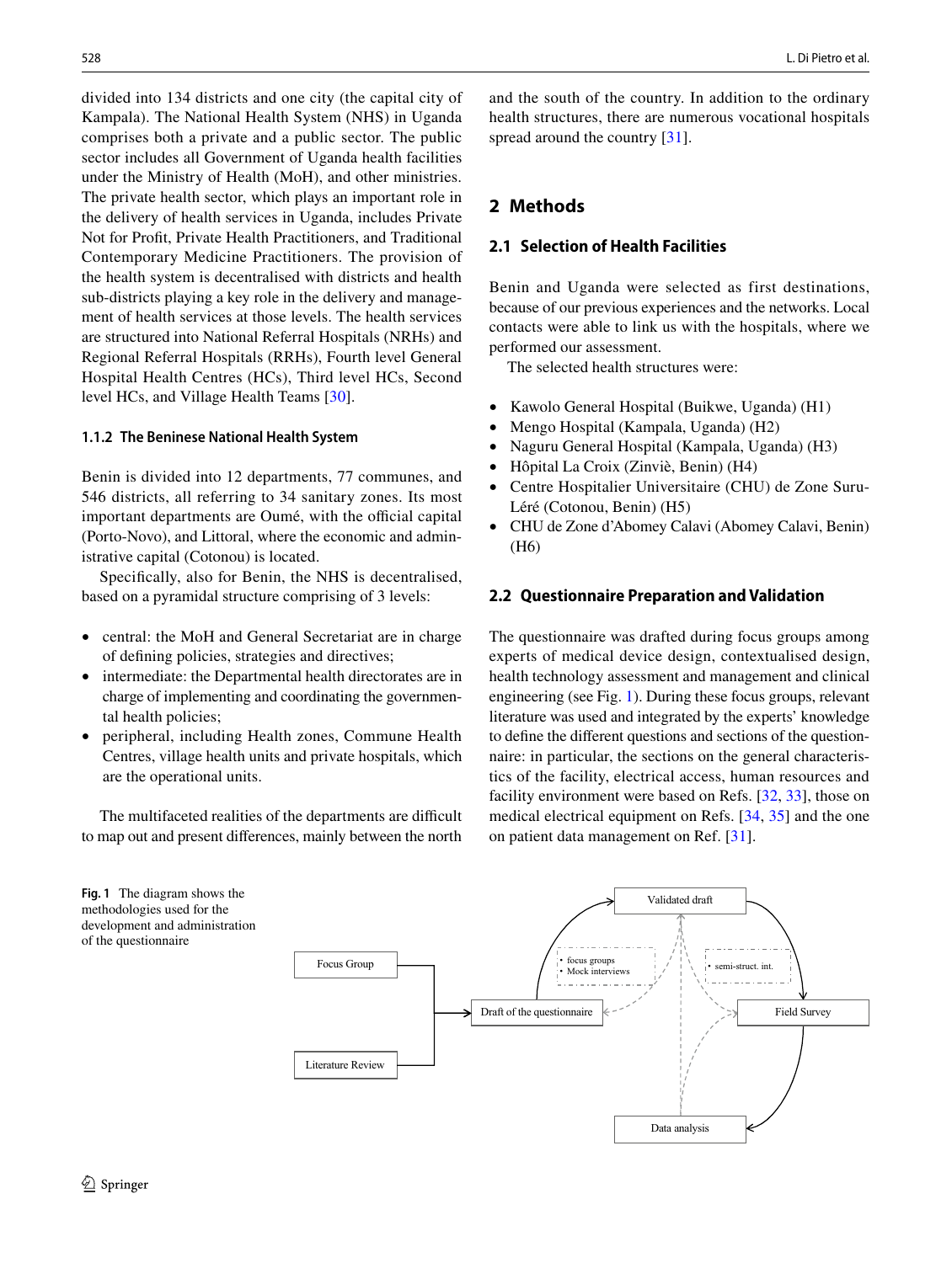divided into 134 districts and one city (the capital city of Kampala). The National Health System (NHS) in Uganda comprises both a private and a public sector. The public sector includes all Government of Uganda health facilities under the Ministry of Health (MoH), and other ministries. The private health sector, which plays an important role in the delivery of health services in Uganda, includes Private Not for Profit, Private Health Practitioners, and Traditional Contemporary Medicine Practitioners. The provision of the health system is decentralised with districts and health sub-districts playing a key role in the delivery and management of health services at those levels. The health services are structured into National Referral Hospitals (NRHs) and Regional Referral Hospitals (RRHs), Fourth level General Hospital Health Centres (HCs), Third level HCs, Second level HCs, and Village Health Teams [30].

#### 1.1.2 The Beninese National Health System

Benin is divided into 12 departments, 77 communes, and 546 districts, all referring to 34 sanitary zones. Its most important departments are Oumé, with the official capital (Porto-Novo), and Littoral, where the economic and administrative capital (Cotonou) is located.

Specifically, also for Benin, the NHS is decentralised, based on a pyramidal structure comprising of 3 levels:

- central: the MoH and General Secretariat are in charge of defining policies, strategies and directives;
- intermediate: the Departmental health directorates are in charge of implementing and coordinating the governmental health policies;
- peripheral, including Health zones, Commune Health Centres, village health units and private hospitals, which are the operational units.

The multifaceted realities of the departments are difficult to map out and present differences, mainly between the north and the south of the country. In addition to the ordinary health structures, there are numerous vocational hospitals spread around the country [31].

## 2 Methods

### 2.1 Selection of Health Facilities

Benin and Uganda were selected as first destinations, because of our previous experiences and the networks. Local contacts were able to link us with the hospitals, where we performed our assessment.

The selected health structures were:

- Kawolo General Hospital (Buikwe, Uganda) (H1)
- Mengo Hospital (Kampala, Uganda) (H2)
- Naguru General Hospital (Kampala, Uganda) (H3)
- Hôpital La Croix (Zinviè, Benin) (H4)
- Centre Hospitalier Universitaire (CHU) de Zone Suru-Léré (Cotonou, Benin) (H5)
- CHU de Zone d'Abomey Calavi (Abomey Calavi, Benin) (H6)

### 2.2 Questionnaire Preparation and Validation

The questionnaire was drafted during focus groups among experts of medical device design, contextualised design, health technology assessment and management and clinical engineering (see Fig. 1). During these focus groups, relevant literature was used and integrated by the experts' knowledge to define the different questions and sections of the questionnaire: in particular, the sections on the general characteristics of the facility, electrical access, human resources and facility environment were based on Refs. [32, 33], those on medical electrical equipment on Refs. [34, 35] and the one on patient data management on Ref. [31].

**Fig. 1** The diagram shows the methodologies used for the development and administration of the questionnaire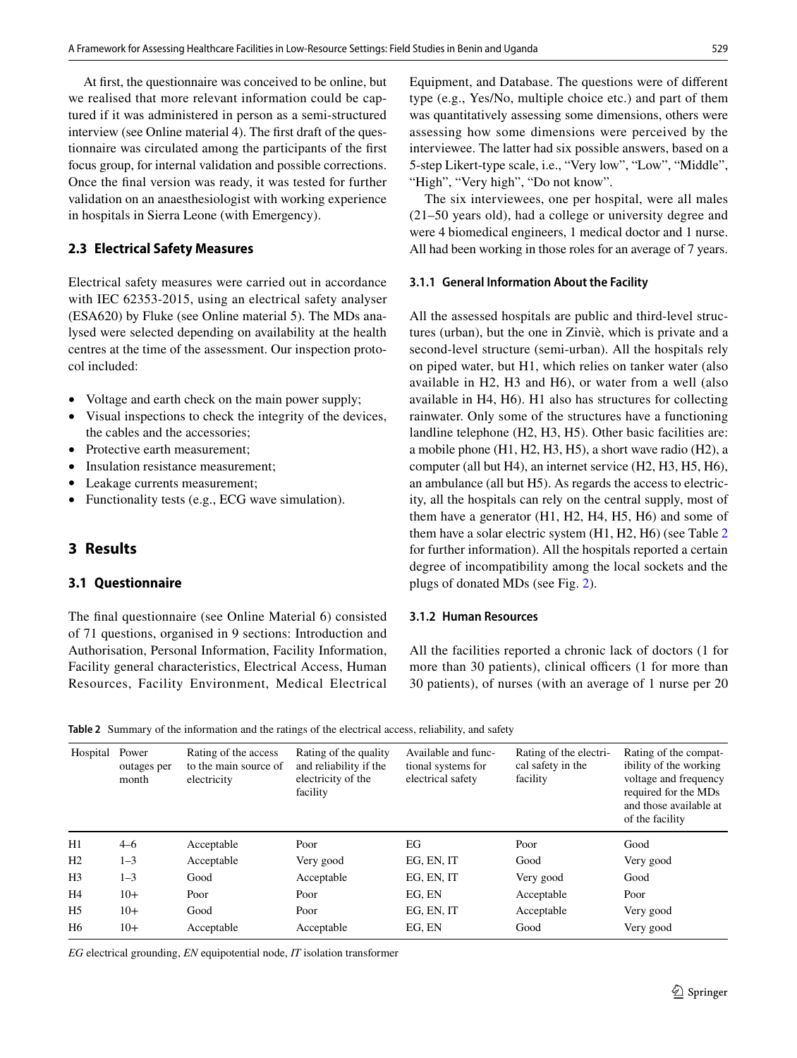At first, the questionnaire was conceived to be online, but we realised that more relevant information could be captured if it was administered in person as a semi-structured interview (see Online material 4). The first draft of the questionnaire was circulated among the participants of the first focus group, for internal validation and possible corrections. Once the final version was ready, it was tested for further validation on an anaesthesiologist with working experience in hospitals in Sierra Leone (with Emergency).

### 2.3 Electrical Safety Measures

Electrical safety measures were carried out in accordance with IEC 62353-2015, using an electrical safety analyser (ESA620) by Fluke (see Online material 5). The MDs analysed were selected depending on availability at the health centres at the time of the assessment. Our inspection protocol included:

- Voltage and earth check on the main power supply;
- Visual inspections to check the integrity of the devices, the cables and the accessories;
- Protective earth measurement;
- Insulation resistance measurement;
- Leakage currents measurement;
- Functionality tests (e.g., ECG wave simulation).

## 3 Results

### 3.1 Questionnaire

The final questionnaire (see Online Material 6) consisted of 71 questions, organised in 9 sections: Introduction and Authorisation, Personal Information, Facility Information, Facility general characteristics, Electrical Access, Human Resources, Facility Environment, Medical Electrical Equipment, and Database. The questions were of different type (e.g., Yes/No, multiple choice etc.) and part of them was quantitatively assessing some dimensions, others were assessing how some dimensions were perceived by the interviewee. The latter had six possible answers, based on a 5-step Likert-type scale, i.e., "Very low", "Low", "Middle", "High", "Very high", "Do not know".

The six interviewees, one per hospital, were all males (21–50 years old), had a college or university degree and were 4 biomedical engineers, 1 medical doctor and 1 nurse. All had been working in those roles for an average of 7 years.

#### 3.1.1 General Information About the Facility

All the assessed hospitals are public and third-level structures (urban), but the one in Zinviè, which is private and a second-level structure (semi-urban). All the hospitals rely on piped water, but H1, which relies on tanker water (also available in H2, H3 and H6), or water from a well (also available in H4, H6). H1 also has structures for collecting rainwater. Only some of the structures have a functioning landline telephone (H2, H3, H5). Other basic facilities are: a mobile phone (H1, H2, H3, H5), a short wave radio (H2), a computer (all but H4), an internet service (H2, H3, H5, H6), an ambulance (all but H5). As regards the access to electricity, all the hospitals can rely on the central supply, most of them have a generator (H1, H2, H4, H5, H6) and some of them have a solar electric system (H1, H2, H6) (see Table 2 for further information). All the hospitals reported a certain degree of incompatibility among the local sockets and the plugs of donated MDs (see Fig. 2).

#### 3.1.2 Human Resources

All the facilities reported a chronic lack of doctors (1 for more than 30 patients), clinical officers (1 for more than 30 patients), of nurses (with an average of 1 nurse per 20

**Table 2** Summary of the information and the ratings of the electrical access, reliability, and safety

| Hospital | Power outages per month | Rating of the access to the main source of electricity | Rating of the quality and reliability if the electricity of the facility | Available and functional systems for electrical safety | Rating of the electrical safety in the facility | Rating of the compatibility of the working voltage and frequency required for the MDs and those available at of the facility |
|---|---|---|---|---|---|---|
| H1 | 4–6 | Acceptable | Poor | EG | Poor | Good |
| H2 | 1–3 | Acceptable | Very good | EG, EN, IT | Good | Very good |
| H3 | 1–3 | Good | Acceptable | EG, EN, IT | Very good | Good |
| H4 | 10+ | Poor | Poor | EG, EN | Acceptable | Poor |
| H5 | 10+ | Good | Poor | EG, EN, IT | Acceptable | Very good |
| H6 | 10+ | Acceptable | Acceptable | EG, EN | Good | Very good |

*EG* electrical grounding, *EN* equipotential node, *IT* isolation transformer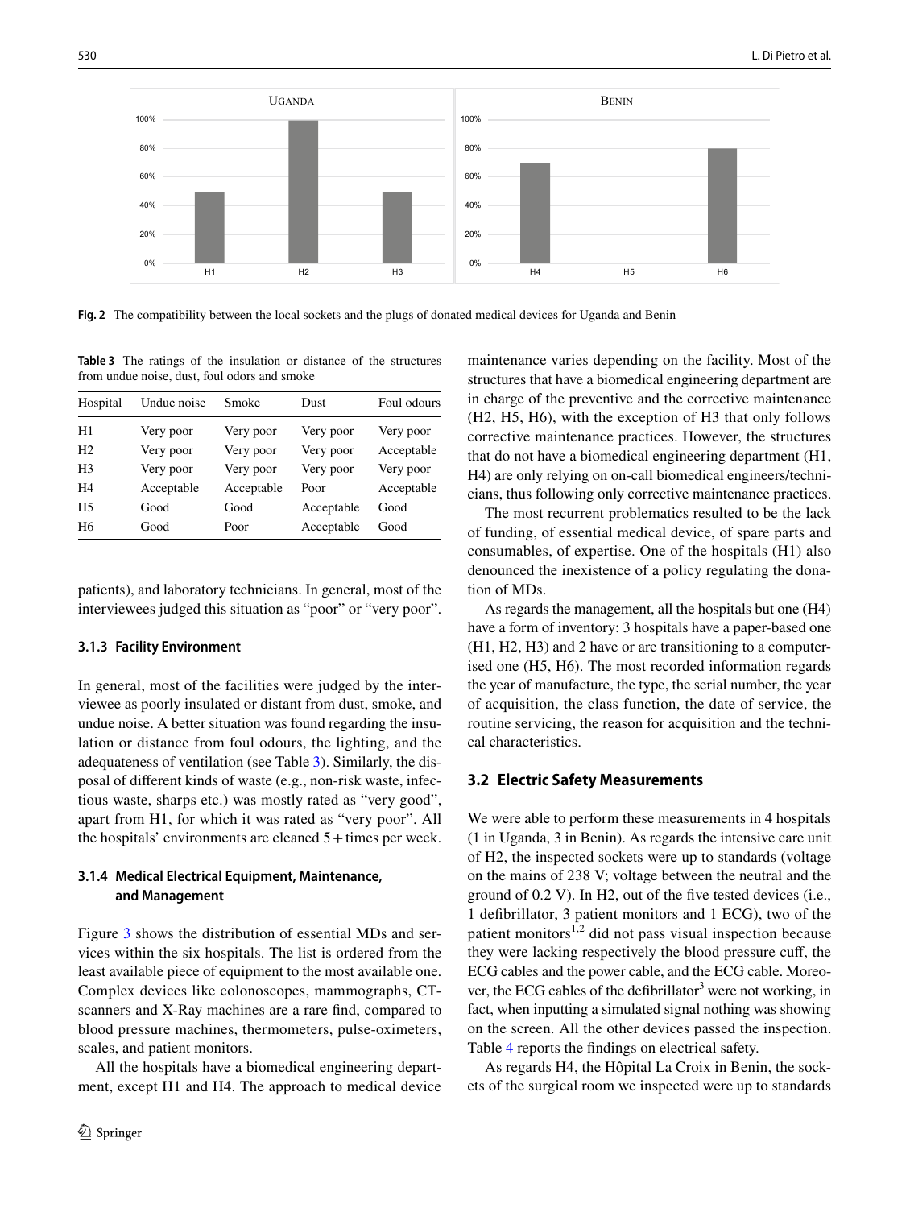Fig. 2 The compatibility between the local sockets and the plugs of donated medical devices for Uganda and Benin

Table 3 The ratings of the insulation or distance of the structures from undue noise, dust, foul odors and smoke

| Hospital | Undue noise | Smoke | Dust | Foul odours |
|---|---|---|---|---|
| H1 | Very poor | Very poor | Very poor | Very poor |
| H2 | Very poor | Very poor | Very poor | Acceptable |
| H3 | Very poor | Very poor | Very poor | Very poor |
| H4 | Acceptable | Acceptable | Poor | Acceptable |
| H5 | Good | Good | Acceptable | Good |
| H6 | Good | Poor | Acceptable | Good |

patients), and laboratory technicians. In general, most of the interviewees judged this situation as "poor" or "very poor".

#### 3.1.3 Facility Environment

In general, most of the facilities were judged by the interviewee as poorly insulated or distant from dust, smoke, and undue noise. A better situation was found regarding the insulation or distance from foul odours, the lighting, and the adequateness of ventilation (see Table 3). Similarly, the disposal of different kinds of waste (e.g., non-risk waste, infectious waste, sharps etc.) was mostly rated as "very good", apart from H1, for which it was rated as "very poor". All the hospitals' environments are cleaned 5 + times per week.

#### 3.1.4 Medical Electrical Equipment, Maintenance, and Management

Figure 3 shows the distribution of essential MDs and services within the six hospitals. The list is ordered from the least available piece of equipment to the most available one. Complex devices like colonoscopes, mammographs, CT-scanners and X-Ray machines are a rare find, compared to blood pressure machines, thermometers, pulse-oximeters, scales, and patient monitors.

All the hospitals have a biomedical engineering department, except H1 and H4. The approach to medical device maintenance varies depending on the facility. Most of the structures that have a biomedical engineering department are in charge of the preventive and the corrective maintenance (H2, H5, H6), with the exception of H3 that only follows corrective maintenance practices. However, the structures that do not have a biomedical engineering department (H1, H4) are only relying on on-call biomedical engineers/technicians, thus following only corrective maintenance practices.

The most recurrent problematics resulted to be the lack of funding, of essential medical device, of spare parts and consumables, of expertise. One of the hospitals (H1) also denounced the inexistence of a policy regulating the donation of MDs.

As regards the management, all the hospitals but one (H4) have a form of inventory: 3 hospitals have a paper-based one (H1, H2, H3) and 2 have or are transitioning to a computerised one (H5, H6). The most recorded information regards the year of manufacture, the type, the serial number, the year of acquisition, the class function, the date of service, the routine servicing, the reason for acquisition and the technical characteristics.

### 3.2 Electric Safety Measurements

We were able to perform these measurements in 4 hospitals (1 in Uganda, 3 in Benin). As regards the intensive care unit of H2, the inspected sockets were up to standards (voltage on the mains of 238 V; voltage between the neutral and the ground of 0.2 V). In H2, out of the five tested devices (i.e., 1 defibrillator, 3 patient monitors and 1 ECG), two of the patient monitors[1,2] did not pass visual inspection because they were lacking respectively the blood pressure cuff, the ECG cables and the power cable, and the ECG cable. Moreover, the ECG cables of the defibrillator[3] were not working, in fact, when inputting a simulated signal nothing was showing on the screen. All the other devices passed the inspection. Table 4 reports the findings on electrical safety.

As regards H4, the Hôpital La Croix in Benin, the sockets of the surgical room we inspected were up to standards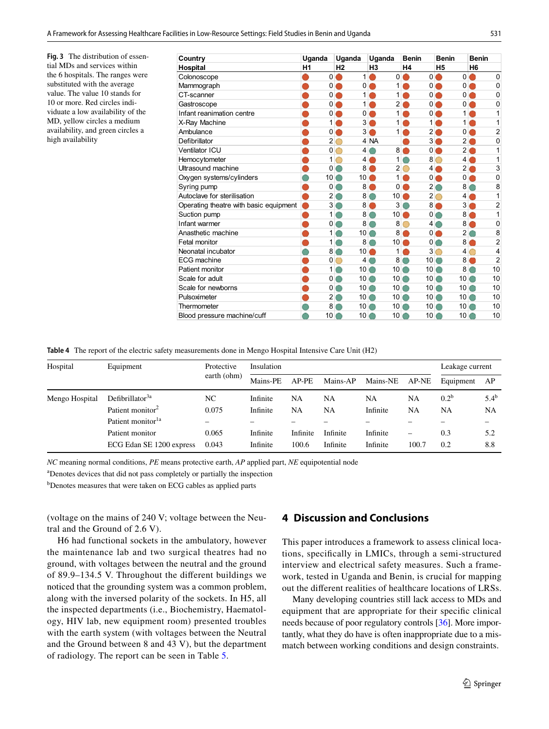**Fig. 3** The distribution of essential MDs and services within the 6 hospitals. The ranges were substituted with the average value. The value 10 stands for 10 or more. Red circles indivduate a low availability of the MD, yellow circles a medium availability, and green circles a high availability

| Country | Uganda | Uganda | Uganda | Benin | Benin | Benin |
|---|---|---|---|---|---|---|
| **Hospital** | **H1** | **H2** | **H3** | **H4** | **H5** | **H6** |
| Colonoscope | 0 | 1 | 0 | 0 | 0 | 0 |
| Mammograph | 0 | 0 | 1 | 0 | 0 | 0 |
| CT-scanner | 0 | 1 | 1 | 0 | 0 | 0 |
| Gastroscope | 0 | 1 | 2 | 0 | 0 | 0 |
| Infant reanimation centre | 0 | 0 | 1 | 0 | 1 | 1 |
| X-Ray Machine | 1 | 3 | 1 | 1 | 1 | 1 |
| Ambulance | 0 | 3 | 1 | 2 | 0 | 2 |
| Defibrillator | 2 | 4 | NA | 3 | 2 | 0 |
| Ventilator ICU | 0 | 4 | 8 | 0 | 2 | 1 |
| Hemocytometer | 1 | 4 | 1 | 8 | 4 | 1 |
| Ultrasound machine | 0 | 8 | 2 | 4 | 2 | 3 |
| Oxygen systems/cylinders | 10 | 10 | 1 | 0 | 0 | 0 |
| Syring pump | 0 | 8 | 0 | 2 | 8 | 8 |
| Autoclave for sterilisation | 2 | 8 | 10 | 2 | 4 | 1 |
| Operating theatre with basic equipment | 3 | 8 | 3 | 8 | 3 | 2 |
| Suction pump | 1 | 8 | 10 | 0 | 8 | 1 |
| Infant warmer | 0 | 8 | 8 | 4 | 8 | 0 |
| Anasthetic machine | 1 | 10 | 8 | 0 | 2 | 8 |
| Fetal monitor | 1 | 8 | 10 | 0 | 8 | 2 |
| Neonatal incubator | 8 | 10 | 1 | 3 | 4 | 4 |
| ECG machine | 0 | 4 | 8 | 10 | 8 | 2 |
| Patient monitor | 1 | 10 | 10 | 10 | 8 | 10 |
| Scale for adult | 0 | 10 | 10 | 10 | 10 | 10 |
| Scale for newborns | 0 | 10 | 10 | 10 | 10 | 10 |
| Pulsoximeter | 2 | 10 | 10 | 10 | 10 | 10 |
| Thermometer | 8 | 10 | 10 | 10 | 10 | 10 |
| Blood pressure machine/cuff | 10 | 10 | 10 | 10 | 10 | 10 |

**Table 4** The report of the electric safety measurements done in Mengo Hospital Intensive Care Unit (H2)

| Hospital | Equipment | Protective earth (ohm) | Insulation | | | | | Leakage current | |
|---|---|---|---|---|---|---|---|---|---|
| | | | Mains-PE | AP-PE | Mains-AP | Mains-NE | AP-NE | Equipment | AP |
| Mengo Hospital | Defibrillator[3a] | NC | Infinite | NA | NA | NA | NA | 0.2[b] | 5.4[b] |
| | Patient monitor[2] | 0.075 | Infinite | NA | NA | Infinite | NA | NA | NA |
| | Patient monitor[1a] | – | – | – | – | – | – | – | – |
| | Patient monitor | 0.065 | Infinite | Infinite | Infinite | Infinite | – | 0.3 | 5.2 |
| | ECG Edan SE 1200 express | 0.043 | Infinite | 100.6 | Infinite | Infinite | 100.7 | 0.2 | 8.8 |

*NC* meaning normal conditions, *PE* means protective earth, *AP* applied part, *NE* equipotential node

[a]Denotes devices that did not pass completely or partially the inspection

[b]Denotes measures that were taken on ECG cables as applied parts

(voltage on the mains of 240 V; voltage between the Neutral and the Ground of 2.6 V).

H6 had functional sockets in the ambulatory, however the maintenance lab and two surgical theatres had no ground, with voltages between the neutral and the ground of 89.9–134.5 V. Throughout the different buildings we noticed that the grounding system was a common problem, along with the inversed polarity of the sockets. In H5, all the inspected departments (i.e., Biochemistry, Haematology, HIV lab, new equipment room) presented troubles with the earth system (with voltages between the Neutral and the Ground between 8 and 43 V), but the department of radiology. The report can be seen in Table 5.

## 4 Discussion and Conclusions

This paper introduces a framework to assess clinical locations, specifically in LMICs, through a semi-structured interview and electrical safety measures. Such a framework, tested in Uganda and Benin, is crucial for mapping out the different realities of healthcare locations of LRSs.

Many developing countries still lack access to MDs and equipment that are appropriate for their specific clinical needs because of poor regulatory controls [36]. More importantly, what they do have is often inappropriate due to a mismatch between working conditions and design constraints.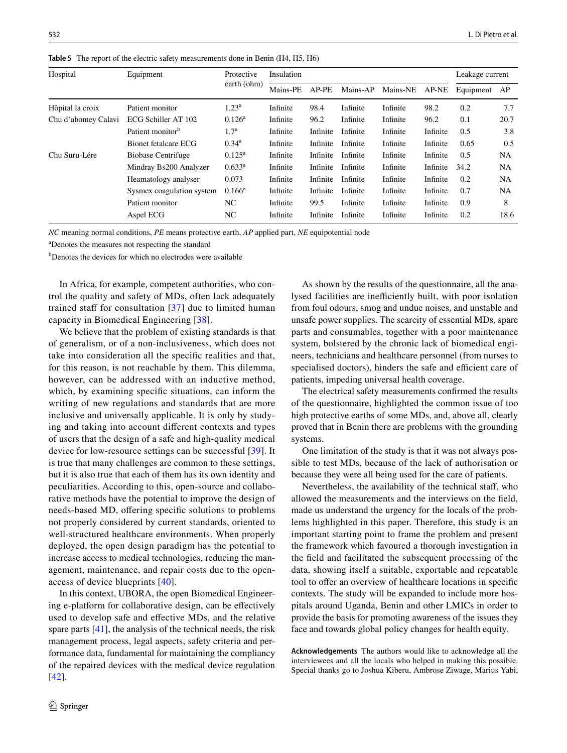**Table 5** The report of the electric safety measurements done in Benin (H4, H5, H6)

| Hospital | Equipment | Protective earth (ohm) | Insulation | | | | | Leakage current | |
|---|---|---|---|---|---|---|---|---|---|
| | | | Mains-PE | AP-PE | Mains-AP | Mains-NE | AP-NE | Equipment | AP |
| Hôpital la croix | Patient monitor | 1.23[a] | Infinite | 98.4 | Infinite | Infinite | 98.2 | 0.2 | 7.7 |
| Chu d'abomey Calavi | ECG Schiller AT 102 | 0.126[a] | Infinite | 96.2 | Infinite | Infinite | 96.2 | 0.1 | 20.7 |
| | Patient monitor[b] | 1.7[a] | Infinite | Infinite | Infinite | Infinite | Infinite | 0.5 | 3.8 |
| | Bionet fetalcare ECG | 0.34[a] | Infinite | Infinite | Infinite | Infinite | Infinite | 0.65 | 0.5 |
| Chu Suru-Lére | Biobase Centrifuge | 0.125[a] | Infinite | Infinite | Infinite | Infinite | Infinite | 0.5 | NA |
| | Mindray Bs200 Analyzer | 0.633[a] | Infinite | Infinite | Infinite | Infinite | Infinite | 34.2 | NA |
| | Heamatology analyser | 0.073 | Infinite | Infinite | Infinite | Infinite | Infinite | 0.2 | NA |
| | Sysmex coagulation system | 0.166[a] | Infinite | Infinite | Infinite | Infinite | Infinite | 0.7 | NA |
| | Patient monitor | NC | Infinite | 99.5 | Infinite | Infinite | Infinite | 0.9 | 8 |
| | Aspel ECG | NC | Infinite | Infinite | Infinite | Infinite | Infinite | 0.2 | 18.6 |

*NC* meaning normal conditions, *PE* means protective earth, *AP* applied part, *NE* equipotential node

[a]Denotes the measures not respecting the standard

[b]Denotes the devices for which no electrodes were available

In Africa, for example, competent authorities, who control the quality and safety of MDs, often lack adequately trained staff for consultation [37] due to limited human capacity in Biomedical Engineering [38].

We believe that the problem of existing standards is that of generalism, or of a non-inclusiveness, which does not take into consideration all the specific realities and that, for this reason, is not reachable by them. This dilemma, however, can be addressed with an inductive method, which, by examining specific situations, can inform the writing of new regulations and standards that are more inclusive and universally applicable. It is only by studying and taking into account different contexts and types of users that the design of a safe and high-quality medical device for low-resource settings can be successful [39]. It is true that many challenges are common to these settings, but it is also true that each of them has its own identity and peculiarities. According to this, open-source and collaborative methods have the potential to improve the design of needs-based MD, offering specific solutions to problems not properly considered by current standards, oriented to well-structured healthcare environments. When properly deployed, the open design paradigm has the potential to increase access to medical technologies, reducing the management, maintenance, and repair costs due to the open-access of device blueprints [40].

In this context, UBORA, the open Biomedical Engineering e-platform for collaborative design, can be effectively used to develop safe and effective MDs, and the relative spare parts [41], the analysis of the technical needs, the risk management process, legal aspects, safety criteria and performance data, fundamental for maintaining the compliancy of the repaired devices with the medical device regulation [42].

As shown by the results of the questionnaire, all the analysed facilities are inefficiently built, with poor isolation from foul odours, smog and undue noises, and unstable and unsafe power supplies. The scarcity of essential MDs, spare parts and consumables, together with a poor maintenance system, bolstered by the chronic lack of biomedical engineers, technicians and healthcare personnel (from nurses to specialised doctors), hinders the safe and efficient care of patients, impeding universal health coverage.

The electrical safety measurements confirmed the results of the questionnaire, highlighted the common issue of too high protective earths of some MDs, and, above all, clearly proved that in Benin there are problems with the grounding systems.

One limitation of the study is that it was not always possible to test MDs, because of the lack of authorisation or because they were all being used for the care of patients.

Nevertheless, the availability of the technical staff, who allowed the measurements and the interviews on the field, made us understand the urgency for the locals of the problems highlighted in this paper. Therefore, this study is an important starting point to frame the problem and present the framework which favoured a thorough investigation in the field and facilitated the subsequent processing of the data, showing itself a suitable, exportable and repeatable tool to offer an overview of healthcare locations in specific contexts. The study will be expanded to include more hospitals around Uganda, Benin and other LMICs in order to provide the basis for promoting awareness of the issues they face and towards global policy changes for health equity.

**Acknowledgements** The authors would like to acknowledge all the interviewees and all the locals who helped in making this possible. Special thanks go to Joshua Kiberu, Ambrose Ziwage, Marius Yabi,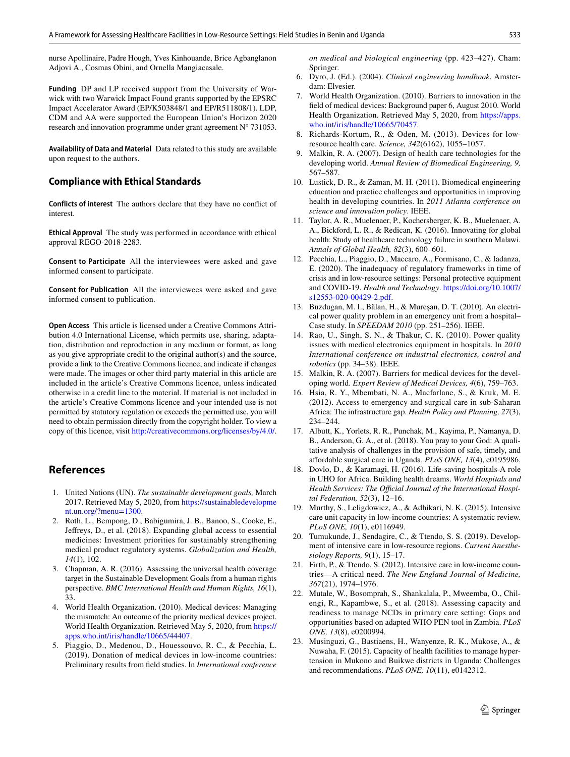nurse Apollinaire, Padre Hough, Yves Kinhouande, Brice Agbanglanon Adjovi A., Cosmas Obini, and Ornella Mangiacasale.

**Funding** DP and LP received support from the University of Warwick with two Warwick Impact Found grants supported by the EPSRC Impact Accelerator Award (EP/K503848/1 and EP/R511808/1). LDP, CDM and AA were supported the European Union's Horizon 2020 research and innovation programme under grant agreement N° 731053.

**Availability of Data and Material** Data related to this study are available upon request to the authors.

## Compliance with Ethical Standards

**Conflicts of interest** The authors declare that they have no conflict of interest.

**Ethical Approval** The study was performed in accordance with ethical approval REGO-2018-2283.

**Consent to Participate** All the interviewees were asked and gave informed consent to participate.

**Consent for Publication** All the interviewees were asked and gave informed consent to publication.

**Open Access** This article is licensed under a Creative Commons Attribution 4.0 International License, which permits use, sharing, adaptation, distribution and reproduction in any medium or format, as long as you give appropriate credit to the original author(s) and the source, provide a link to the Creative Commons licence, and indicate if changes were made. The images or other third party material in this article are included in the article's Creative Commons licence, unless indicated otherwise in a credit line to the material. If material is not included in the article's Creative Commons licence and your intended use is not permitted by statutory regulation or exceeds the permitted use, you will need to obtain permission directly from the copyright holder. To view a copy of this licence, visit http://creativecommons.org/licenses/by/4.0/.

## References

1. United Nations (UN). *The sustainable development goals,* March 2017. Retrieved May 5, 2020, from https://sustainabledevelopment.un.org/?menu=1300.
2. Roth, L., Bempong, D., Babigumira, J. B., Banoo, S., Cooke, E., Jeffreys, D., et al. (2018). Expanding global access to essential medicines: Investment priorities for sustainably strengthening medical product regulatory systems. *Globalization and Health, 14*(1), 102.
3. Chapman, A. R. (2016). Assessing the universal health coverage target in the Sustainable Development Goals from a human rights perspective. *BMC International Health and Human Rights, 16*(1), 33.
4. World Health Organization. (2010). Medical devices: Managing the mismatch: An outcome of the priority medical devices project. World Health Organization. Retrieved May 5, 2020, from https://apps.who.int/iris/handle/10665/44407.
5. Piaggio, D., Medenou, D., Houessouvo, R. C., & Pecchia, L. (2019). Donation of medical devices in low-income countries: Preliminary results from field studies. In *International conference on medical and biological engineering* (pp. 423–427). Cham: Springer.
6. Dyro, J. (Ed.). (2004). *Clinical engineering handbook*. Amsterdam: Elsevier.
7. World Health Organization. (2010). Barriers to innovation in the field of medical devices: Background paper 6, August 2010. World Health Organization. Retrieved May 5, 2020, from https://apps.who.int/iris/handle/10665/70457.
8. Richards-Kortum, R., & Oden, M. (2013). Devices for low-resource health care. *Science, 342*(6162), 1055–1057.
9. Malkin, R. A. (2007). Design of health care technologies for the developing world. *Annual Review of Biomedical Engineering, 9,* 567–587.
10. Lustick, D. R., & Zaman, M. H. (2011). Biomedical engineering education and practice challenges and opportunities in improving health in developing countries. In *2011 Atlanta conference on science and innovation policy*. IEEE.
11. Taylor, A. R., Muelenaer, P., Kochersberger, K. B., Muelenaer, A. A., Bickford, L. R., & Redican, K. (2016). Innovating for global health: Study of healthcare technology failure in southern Malawi. *Annals of Global Health, 82*(3), 600–601.
12. Pecchia, L., Piaggio, D., Maccaro, A., Formisano, C., & Iadanza, E. (2020). The inadequacy of regulatory frameworks in time of crisis and in low-resource settings: Personal protective equipment and COVID-19. *Health and Technology*. https://doi.org/10.1007/s12553-020-00429-2.pdf.
13. Buzdugan, M. I., Bălan, H., & Mureşan, D. T. (2010). An electrical power quality problem in an emergency unit from a hospital–Case study. In *SPEEDAM 2010* (pp. 251–256). IEEE.
14. Rao, U., Singh, S. N., & Thakur, C. K. (2010). Power quality issues with medical electronics equipment in hospitals. In *2010 International conference on industrial electronics, control and robotics* (pp. 34–38). IEEE.
15. Malkin, R. A. (2007). Barriers for medical devices for the developing world. *Expert Review of Medical Devices, 4*(6), 759–763.
16. Hsia, R. Y., Mbembati, N. A., Macfarlane, S., & Kruk, M. E. (2012). Access to emergency and surgical care in sub-Saharan Africa: The infrastructure gap. *Health Policy and Planning, 27*(3), 234–244.
17. Albutt, K., Yorlets, R. R., Punchak, M., Kayima, P., Namanya, D. B., Anderson, G. A., et al. (2018). You pray to your God: A qualitative analysis of challenges in the provision of safe, timely, and affordable surgical care in Uganda. *PLoS ONE, 13*(4), e0195986.
18. Dovlo, D., & Karamagi, H. (2016). Life-saving hospitals-A role in UHO for Africa. Building health dreams. *World Hospitals and Health Services: The Official Journal of the International Hospital Federation, 52*(3), 12–16.
19. Murthy, S., Leligdowicz, A., & Adhikari, N. K. (2015). Intensive care unit capacity in low-income countries: A systematic review. *PLoS ONE, 10*(1), e0116949.
20. Tumukunde, J., Sendagire, C., & Ttendo, S. S. (2019). Development of intensive care in low-resource regions. *Current Anesthesiology Reports, 9*(1), 15–17.
21. Firth, P., & Ttendo, S. (2012). Intensive care in low-income countries—A critical need. *The New England Journal of Medicine, 367*(21), 1974–1976.
22. Mutale, W., Bosomprah, S., Shankalala, P., Mweemba, O., Chilengi, R., Kapambwe, S., et al. (2018). Assessing capacity and readiness to manage NCDs in primary care setting: Gaps and opportunities based on adapted WHO PEN tool in Zambia. *PLoS ONE, 13*(8), e0200994.
23. Musinguzi, G., Bastiaens, H., Wanyenze, R. K., Mukose, A., & Nuwaha, F. (2015). Capacity of health facilities to manage hypertension in Mukono and Buikwe districts in Uganda: Challenges and recommendations. *PLoS ONE, 10*(11), e0142312.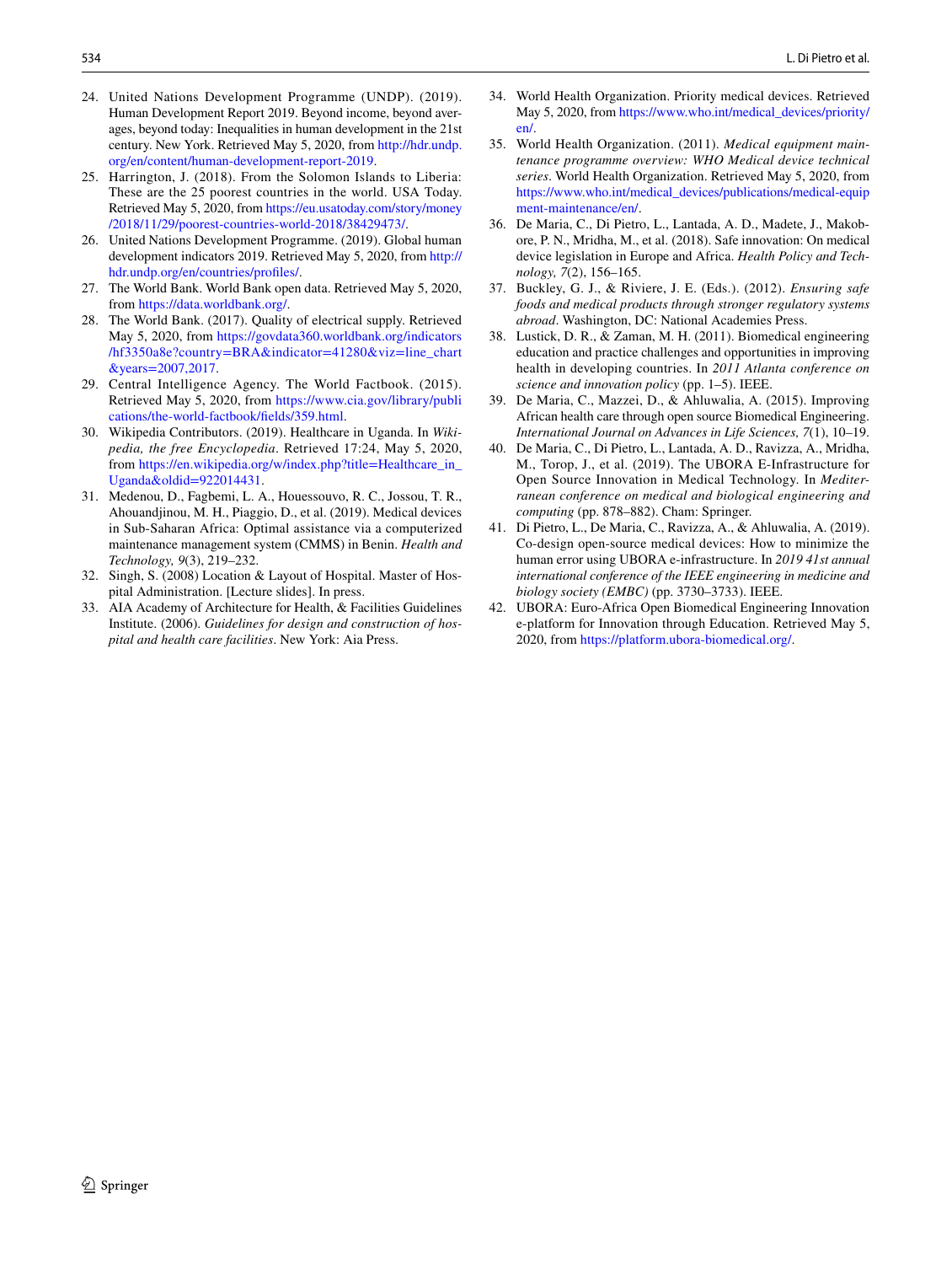24. United Nations Development Programme (UNDP). (2019). Human Development Report 2019. Beyond income, beyond averages, beyond today: Inequalities in human development in the 21st century. New York. Retrieved May 5, 2020, from http://hdr.undp.org/en/content/human-development-report-2019.
25. Harrington, J. (2018). From the Solomon Islands to Liberia: These are the 25 poorest countries in the world. USA Today. Retrieved May 5, 2020, from https://eu.usatoday.com/story/money/2018/11/29/poorest-countries-world-2018/38429473/.
26. United Nations Development Programme. (2019). Global human development indicators 2019. Retrieved May 5, 2020, from http://hdr.undp.org/en/countries/profiles/.
27. The World Bank. World Bank open data. Retrieved May 5, 2020, from https://data.worldbank.org/.
28. The World Bank. (2017). Quality of electrical supply. Retrieved May 5, 2020, from https://govdata360.worldbank.org/indicators/hf3350a8e?country=BRA&indicator=41280&viz=line_chart&years=2007,2017.
29. Central Intelligence Agency. The World Factbook. (2015). Retrieved May 5, 2020, from https://www.cia.gov/library/publications/the-world-factbook/fields/359.html.
30. Wikipedia Contributors. (2019). Healthcare in Uganda. In *Wikipedia, the free Encyclopedia*. Retrieved 17:24, May 5, 2020, from https://en.wikipedia.org/w/index.php?title=Healthcare_in_Uganda&oldid=922014431.
31. Medenou, D., Fagbemi, L. A., Houessouvo, R. C., Jossou, T. R., Ahouandjinou, M. H., Piaggio, D., et al. (2019). Medical devices in Sub-Saharan Africa: Optimal assistance via a computerized maintenance management system (CMMS) in Benin. *Health and Technology, 9*(3), 219–232.
32. Singh, S. (2008) Location & Layout of Hospital. Master of Hospital Administration. [Lecture slides]. In press.
33. AIA Academy of Architecture for Health, & Facilities Guidelines Institute. (2006). *Guidelines for design and construction of hospital and health care facilities*. New York: Aia Press.
34. World Health Organization. Priority medical devices. Retrieved May 5, 2020, from https://www.who.int/medical_devices/priority/en/.
35. World Health Organization. (2011). *Medical equipment maintenance programme overview: WHO Medical device technical series*. World Health Organization. Retrieved May 5, 2020, from https://www.who.int/medical_devices/publications/medical-equipment-maintenance/en/.
36. De Maria, C., Di Pietro, L., Lantada, A. D., Madete, J., Makobore, P. N., Mridha, M., et al. (2018). Safe innovation: On medical device legislation in Europe and Africa. *Health Policy and Technology, 7*(2), 156–165.
37. Buckley, G. J., & Riviere, J. E. (Eds.). (2012). *Ensuring safe foods and medical products through stronger regulatory systems abroad*. Washington, DC: National Academies Press.
38. Lustick, D. R., & Zaman, M. H. (2011). Biomedical engineering education and practice challenges and opportunities in improving health in developing countries. In *2011 Atlanta conference on science and innovation policy* (pp. 1–5). IEEE.
39. De Maria, C., Mazzei, D., & Ahluwalia, A. (2015). Improving African health care through open source Biomedical Engineering. *International Journal on Advances in Life Sciences, 7*(1), 10–19.
40. De Maria, C., Di Pietro, L., Lantada, A. D., Ravizza, A., Mridha, M., Torop, J., et al. (2019). The UBORA E-Infrastructure for Open Source Innovation in Medical Technology. In *Mediterranean conference on medical and biological engineering and computing* (pp. 878–882). Cham: Springer.
41. Di Pietro, L., De Maria, C., Ravizza, A., & Ahluwalia, A. (2019). Co-design open-source medical devices: How to minimize the human error using UBORA e-infrastructure. In *2019 41st annual international conference of the IEEE engineering in medicine and biology society (EMBC)* (pp. 3730–3733). IEEE.
42. UBORA: Euro-Africa Open Biomedical Engineering Innovation e-platform for Innovation through Education. Retrieved May 5, 2020, from https://platform.ubora-biomedical.org/.